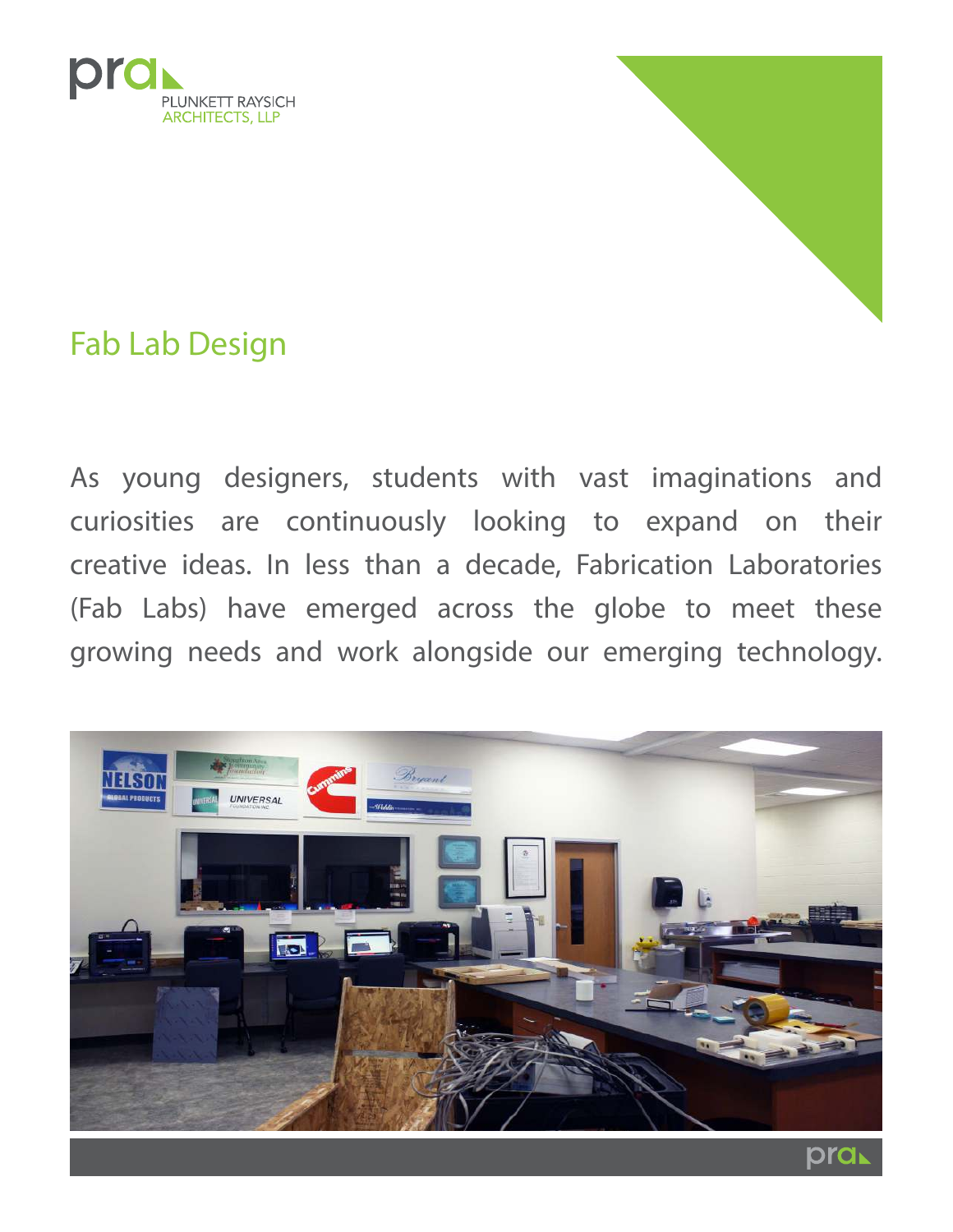PLUNKETT RAYSICH ARCHITECTS, LLP

# Fab Lab Design

As young designers, students with vast imaginations and curiosities are continuously looking to expand on their creative ideas. In less than a decade, Fabrication Laboratories (Fab Labs) have emerged across the globe to meet these growing needs and work alongside our emerging technology.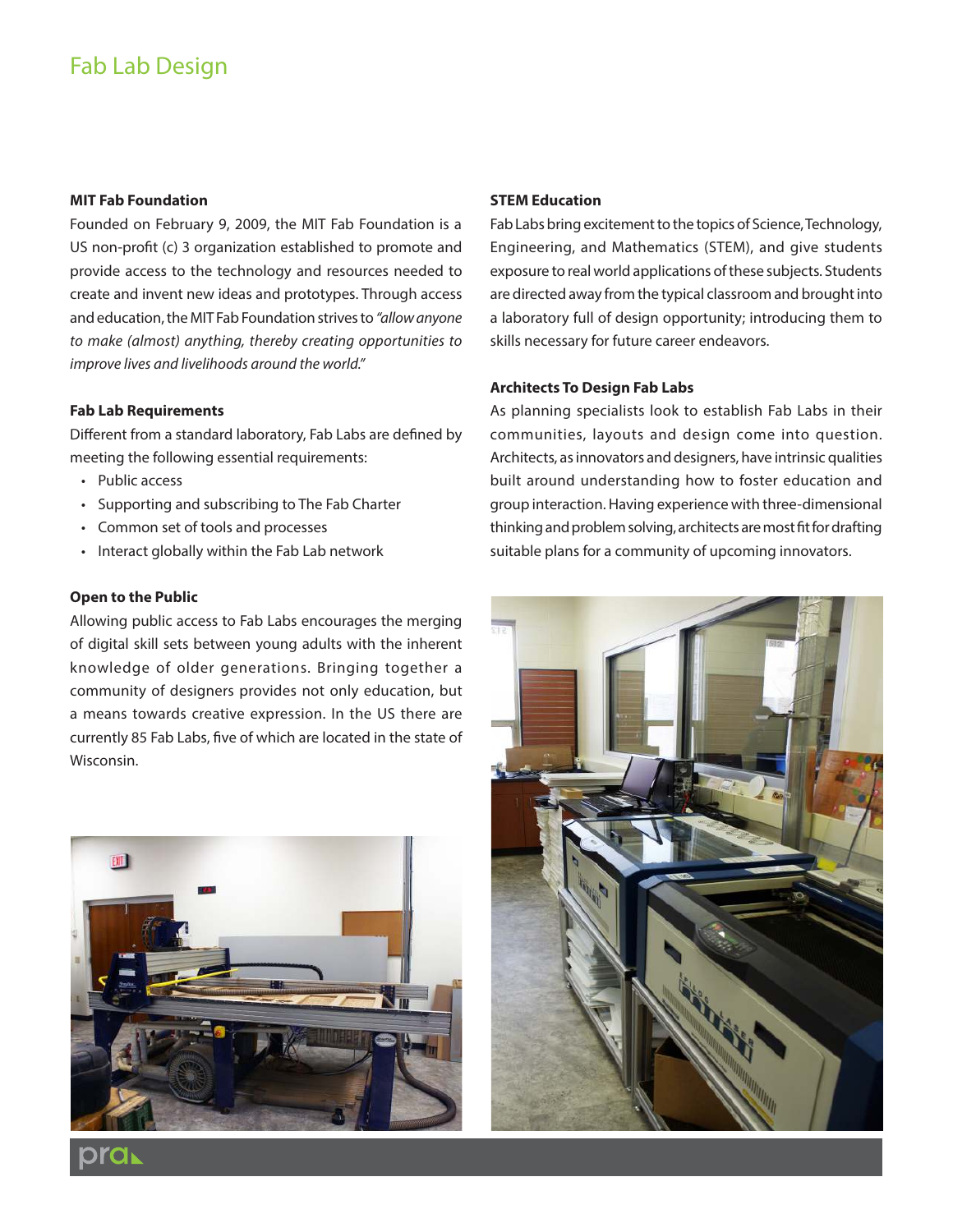# Fab Lab Design

### MIT Fab Foundation

Founded on February 9, 2009, the MIT Fab Foundation is a US non-profit (c) 3 organization established to promote and provide access to the technology and resources needed to create and invent new ideas and prototypes. Through access and education, the MIT Fab Foundation strives to *"allow anyone to make (almost) anything, thereby creating opportunities to improve lives and livelihoods around the world."*

### Fab Lab Requirements

Different from a standard laboratory, Fab Labs are defined by meeting the following essential requirements:

- Public access
- Supporting and subscribing to The Fab Charter
- Common set of tools and processes
- Interact globally within the Fab Lab network

### Open to the Public

Allowing public access to Fab Labs encourages the merging of digital skill sets between young adults with the inherent knowledge of older generations. Bringing together a community of designers provides not only education, but a means towards creative expression. In the US there are currently 85 Fab Labs, five of which are located in the state of Wisconsin.

### STEM Education

Fab Labs bring excitement to the topics of Science, Technology, Engineering, and Mathematics (STEM), and give students exposure to real world applications of these subjects. Students are directed away from the typical classroom and brought into a laboratory full of design opportunity; introducing them to skills necessary for future career endeavors.

### Architects To Design Fab Labs

As planning specialists look to establish Fab Labs in their communities, layouts and design come into question. Architects, as innovators and designers, have intrinsic qualities built around understanding how to foster education and group interaction. Having experience with three-dimensional thinking and problem solving, architects are most fit for drafting suitable plans for a community of upcoming innovators.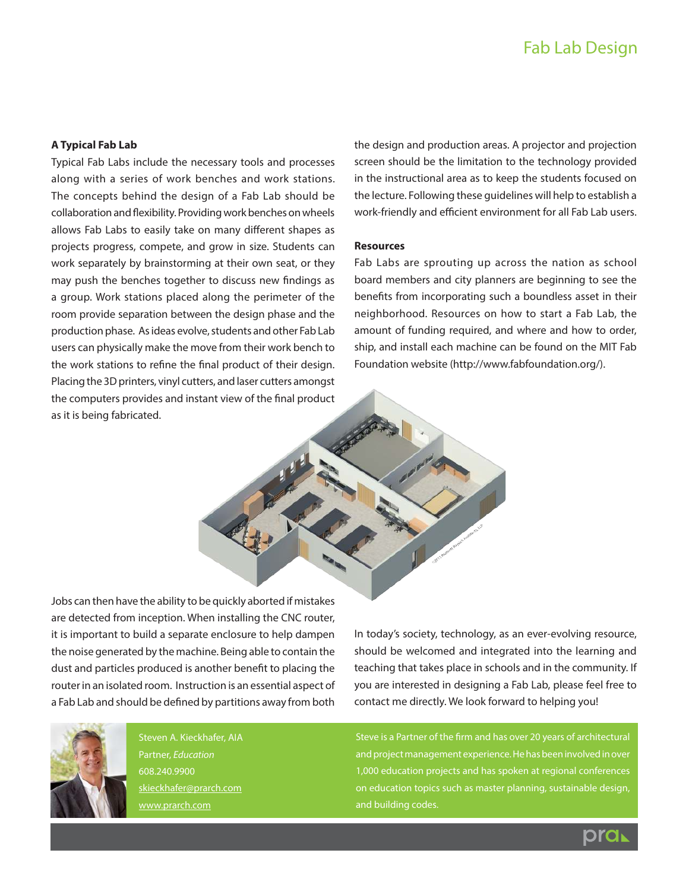## A Typical Fab Lab

Typical Fab Labs include the necessary tools and processes along with a series of work benches and work stations. The concepts behind the design of a Fab Lab should be collaboration and flexibility. Providing work benches on wheels allows Fab Labs to easily take on many different shapes as projects progress, compete, and grow in size. Students can work separately by brainstorming at their own seat, or they may push the benches together to discuss new findings as a group. Work stations placed along the perimeter of the room provide separation between the design phase and the production phase. As ideas evolve, students and other Fab Lab users can physically make the move from their work bench to the work stations to refine the final product of their design. Placing the 3D printers, vinyl cutters, and laser cutters amongst the computers provides and instant view of the final product as it is being fabricated.

Jobs can then have the ability to be quickly aborted if mistakes are detected from inception. When installing the CNC router, it is important to build a separate enclosure to help dampen the noise generated by the machine. Being able to contain the dust and particles produced is another benefit to placing the router in an isolated room. Instruction is an essential aspect of a Fab Lab and should be defined by partitions away from both the design and production areas. A projector and projection screen should be the limitation to the technology provided in the instructional area as to keep the students focused on the lecture. Following these guidelines will help to establish a work-friendly and efficient environment for all Fab Lab users.

## Resources

Fab Labs are sprouting up across the nation as school board members and city planners are beginning to see the benefits from incorporating such a boundless asset in their neighborhood. Resources on how to start a Fab Lab, the amount of funding required, and where and how to order, ship, and install each machine can be found on the MIT Fab Foundation website (http://www.fabfoundation.org/).

In today's society, technology, as an ever-evolving resource, should be welcomed and integrated into the learning and teaching that takes place in schools and in the community. If you are interested in designing a Fab Lab, please feel free to contact me directly. We look forward to helping you!

Steven A. Kieckhafer, AIA
Partner, *Education*
608.240.9900
skieckhafer@prarch.com
www.prarch.com

Steve is a Partner of the firm and has over 20 years of architectural and project management experience. He has been involved in over 1,000 education projects and has spoken at regional conferences on education topics such as master planning, sustainable design, and building codes.